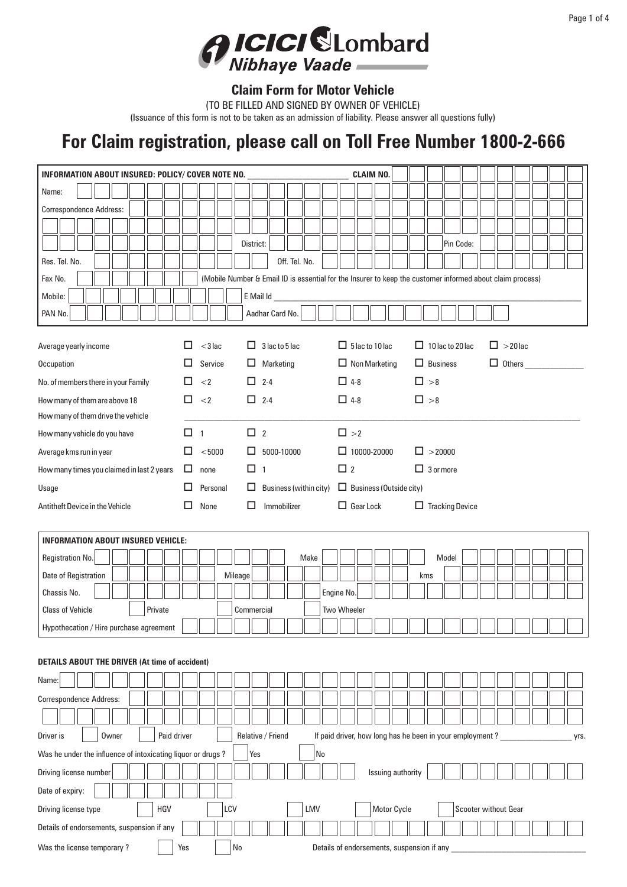# ICICI Lombard
*Nibhaye Vaade*

## Claim Form for Motor Vehicle

(TO BE FILLED AND SIGNED BY OWNER OF VEHICLE)

(Issuance of this form is not to be taken as an admission of liability. Please answer all questions fully)

# For Claim registration, please call on Toll Free Number 1800-2-666

**INFORMATION ABOUT INSURED: POLICY/ COVER NOTE NO.** ______________________ **CLAIM NO.**

Name:

Correspondence Address:

District: Pin Code:

Res. Tel. No. Off. Tel. No.

Fax No. (Mobile Number & Email ID is essential for the Insurer to keep the customer informed about claim process)

Mobile: E Mail Id ______________________

PAN No. Aadhar Card No.

| | | | | | |
|---|---|---|---|---|---|
| Average yearly income | ☐ <3 lac | ☐ 3 lac to 5 lac | ☐ 5 lac to 10 lac | ☐ 10 lac to 20 lac | ☐ >20 lac |
| Occupation | ☐ Service | ☐ Marketing | ☐ Non Marketing | ☐ Business | ☐ Others ____________ |
| No. of members there in your Family | ☐ <2 | ☐ 2-4 | ☐ 4-8 | ☐ >8 | |
| How many of them are above 18 | ☐ <2 | ☐ 2-4 | ☐ 4-8 | ☐ >8 | |
| How many of them drive the vehicle | ______________________ | | | | |
| How many vehicle do you have | ☐ 1 | ☐ 2 | ☐ >2 | | |
| Average kms run in year | ☐ <5000 | ☐ 5000-10000 | ☐ 10000-20000 | ☐ >20000 | |
| How many times you claimed in last 2 years | ☐ none | ☐ 1 | ☐ 2 | ☐ 3 or more | |
| Usage | ☐ Personal | ☐ Business (within city) | ☐ Business (Outside city) | | |
| Antitheft Device in the Vehicle | ☐ None | ☐ Immobilizer | ☐ Gear Lock | ☐ Tracking Device | |

**INFORMATION ABOUT INSURED VEHICLE:**

Registration No. Make Model

Date of Registration Mileage kms

Chassis No. Engine No.

Class of Vehicle ☐ Private ☐ Commercial ☐ Two Wheeler

Hypothecation / Hire purchase agreement

**DETAILS ABOUT THE DRIVER (At time of accident)**

Name:

Correspondence Address:

Driver is ☐ Owner ☐ Paid driver ☐ Relative / Friend If paid driver, how long has he been in your employment ? ____________ yrs.

Was he under the influence of intoxicating liquor or drugs ? ☐ Yes ☐ No

Driving license number Issuing authority

Date of expiry:

Driving license type ☐ HGV ☐ LCV ☐ LMV ☐ Motor Cycle ☐ Scooter without Gear

Details of endorsements, suspension if any

Was the license temporary ? ☐ Yes ☐ No Details of endorsements, suspension if any ______________________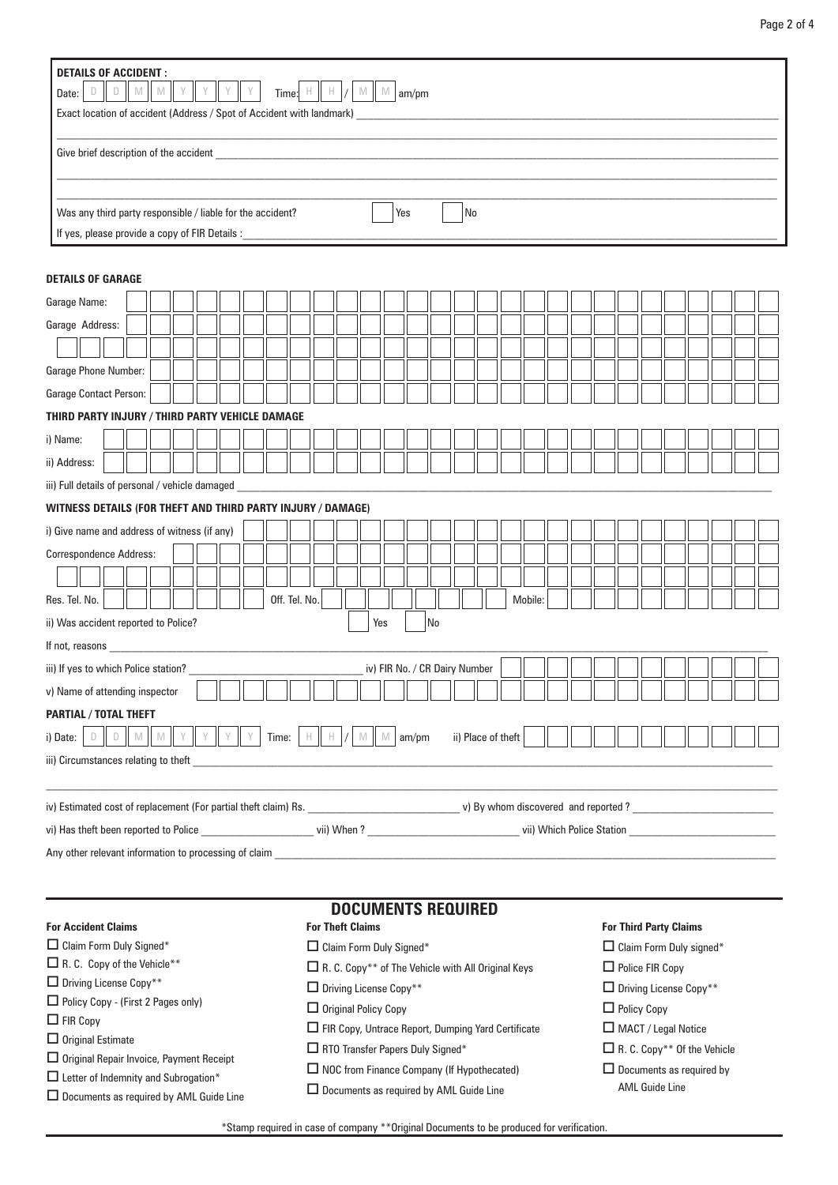**DETAILS OF ACCIDENT :**

Date: D D M M Y Y Y Y Time: H H / M M am/pm

Exact location of accident (Address / Spot of Accident with landmark) \_\_\_\_\_\_\_\_\_\_\_\_\_\_\_\_\_\_\_\_

Give brief description of the accident \_\_\_\_\_\_\_\_\_\_\_\_\_\_\_\_\_\_\_\_

Was any third party responsible / liable for the accident? ☐ Yes ☐ No

If yes, please provide a copy of FIR Details : \_\_\_\_\_\_\_\_\_\_\_\_\_\_\_\_\_\_\_\_

**DETAILS OF GARAGE**

Garage Name:

Garage Address:

Garage Phone Number:

Garage Contact Person:

**THIRD PARTY INJURY / THIRD PARTY VEHICLE DAMAGE**

i) Name:

ii) Address:

iii) Full details of personal / vehicle damaged \_\_\_\_\_\_\_\_\_\_\_\_\_\_\_\_\_\_\_\_

**WITNESS DETAILS (FOR THEFT AND THIRD PARTY INJURY / DAMAGE)**

i) Give name and address of witness (if any)

Correspondence Address:

Res. Tel. No. Off. Tel. No. Mobile:

ii) Was accident reported to Police? ☐ Yes ☐ No

If not, reasons \_\_\_\_\_\_\_\_\_\_\_\_\_\_\_\_\_\_\_\_

iii) If yes to which Police station? \_\_\_\_\_\_\_\_\_\_\_\_\_\_\_\_\_\_\_\_ iv) FIR No. / CR Dairy Number

v) Name of attending inspector

**PARTIAL / TOTAL THEFT**

i) Date: D D M M Y Y Y Y Time: H H / M M am/pm ii) Place of theft

iii) Circumstances relating to theft \_\_\_\_\_\_\_\_\_\_\_\_\_\_\_\_\_\_\_\_

iv) Estimated cost of replacement (For partial theft claim) Rs. \_\_\_\_\_\_\_\_\_\_\_\_\_\_\_\_\_\_\_\_ v) By whom discovered and reported ? \_\_\_\_\_\_\_\_\_\_\_\_\_\_\_\_\_\_\_\_

vi) Has theft been reported to Police \_\_\_\_\_\_\_\_\_\_\_\_\_\_\_\_\_\_\_\_ vii) When ? \_\_\_\_\_\_\_\_\_\_\_\_\_\_\_\_\_\_\_\_ vii) Which Police Station \_\_\_\_\_\_\_\_\_\_\_\_\_\_\_\_\_\_\_\_

Any other relevant information to processing of claim \_\_\_\_\_\_\_\_\_\_\_\_\_\_\_\_\_\_\_\_

## DOCUMENTS REQUIRED

**For Accident Claims**

- ☐ Claim Form Duly Signed*
- ☐ R. C. Copy of the Vehicle**
- ☐ Driving License Copy**
- ☐ Policy Copy - (First 2 Pages only)
- ☐ FIR Copy
- ☐ Original Estimate
- ☐ Original Repair Invoice, Payment Receipt
- ☐ Letter of Indemnity and Subrogation*
- ☐ Documents as required by AML Guide Line

**For Theft Claims**

- ☐ Claim Form Duly Signed*
- ☐ R.C. Copy** of The Vehicle with All Original Keys
- ☐ Driving License Copy**
- ☐ Original Policy Copy
- ☐ FIR Copy, Untrace Report, Dumping Yard Certificate
- ☐ RTO Transfer Papers Duly Signed*
- ☐ NOC from Finance Company (If Hypothecated)
- ☐ Documents as required by AML Guide Line

**For Third Party Claims**

- ☐ Claim Form Duly signed*
- ☐ Police FIR Copy
- ☐ Driving License Copy**
- ☐ Policy Copy
- ☐ MACT / Legal Notice
- ☐ R. C. Copy** Of the Vehicle
- ☐ Documents as required by AML Guide Line

*Stamp required in case of company **Original Documents to be produced for verification.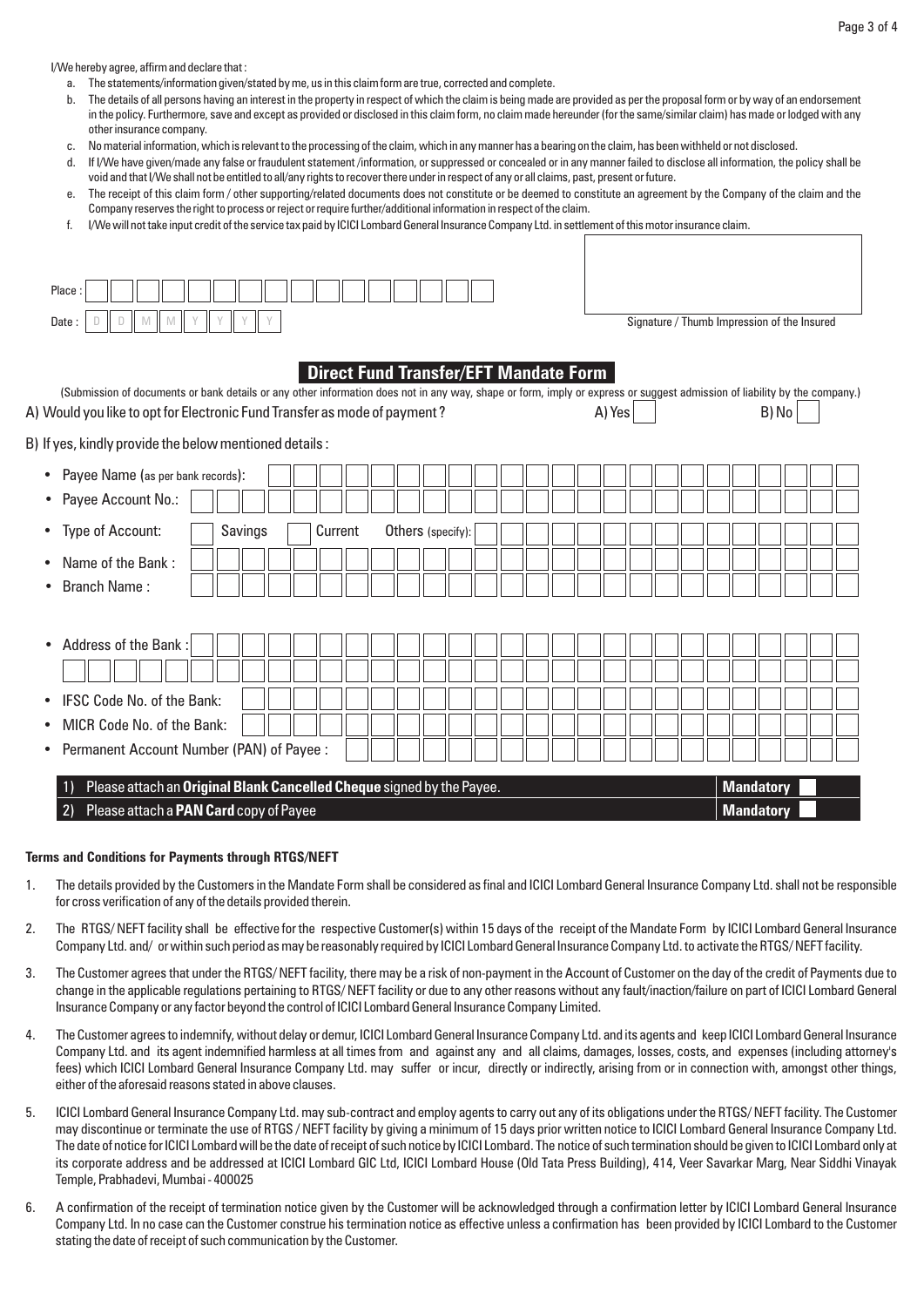I/We hereby agree, affirm and declare that :

a. The statements/information given/stated by me, us in this claim form are true, corrected and complete.
b. The details of all persons having an interest in the property in respect of which the claim is being made are provided as per the proposal form or by way of an endorsement in the policy. Furthermore, save and except as provided or disclosed in this claim form, no claim made hereunder (for the same/similar claim) has made or lodged with any other insurance company.
c. No material information, which is relevant to the processing of the claim, which in any manner has a bearing on the claim, has been withheld or not disclosed.
d. If I/We have given/made any false or fraudulent statement /information, or suppressed or concealed or in any manner failed to disclose all information, the policy shall be void and that I/We shall not be entitled to all/any rights to recover there under in respect of any or all claims, past, present or future.
e. The receipt of this claim form / other supporting/related documents does not constitute or be deemed to constitute an agreement by the Company of the claim and the Company reserves the right to process or reject or require further/additional information in respect of the claim.
f. I/We will not take input credit of the service tax paid by ICICI Lombard General Insurance Company Ltd. in settlement of this motor insurance claim.

Place :

Date : D D M M Y Y Y Y

Signature / Thumb Impression of the Insured

## Direct Fund Transfer/EFT Mandate Form

(Submission of documents or bank details or any other information does not in any way, shape or form, imply or express or suggest admission of liability by the company.)

A) Would you like to opt for Electronic Fund Transfer as mode of payment ? A) Yes ☐ B) No ☐

B) If yes, kindly provide the below mentioned details :

- Payee Name (as per bank records):
- Payee Account No.:
- Type of Account: ☐ Savings ☐ Current Others (specify):
- Name of the Bank :
- Branch Name :
- Address of the Bank :
- IFSC Code No. of the Bank:
- MICR Code No. of the Bank:
- Permanent Account Number (PAN) of Payee :

| | |
|---|---|
| 1) Please attach an **Original Blank Cancelled Cheque** signed by the Payee. | **Mandatory** ☐ |
| 2) Please attach a **PAN Card** copy of Payee | **Mandatory** ☐ |

**Terms and Conditions for Payments through RTGS/NEFT**

1. The details provided by the Customers in the Mandate Form shall be considered as final and ICICI Lombard General Insurance Company Ltd. shall not be responsible for cross verification of any of the details provided therein.
2. The RTGS/ NEFT facility shall be effective for the respective Customer(s) within 15 days of the receipt of the Mandate Form by ICICI Lombard General Insurance Company Ltd. and/ or within such period as may be reasonably required by ICICI Lombard General Insurance Company Ltd. to activate the RTGS/ NEFT facility.
3. The Customer agrees that under the RTGS/ NEFT facility, there may be a risk of non-payment in the Account of Customer on the day of the credit of Payments due to change in the applicable regulations pertaining to RTGS/ NEFT facility or due to any other reasons without any fault/inaction/failure on part of ICICI Lombard General Insurance Company or any factor beyond the control of ICICI Lombard General Insurance Company Limited.
4. The Customer agrees to indemnify, without delay or demur, ICICI Lombard General Insurance Company Ltd. and its agents and keep ICICI Lombard General Insurance Company Ltd. and its agent indemnified harmless at all times from and against any and all claims, damages, losses, costs, and expenses (including attorney's fees) which ICICI Lombard General Insurance Company Ltd. may suffer or incur, directly or indirectly, arising from or in connection with, amongst other things, either of the aforesaid reasons stated in above clauses.
5. ICICI Lombard General Insurance Company Ltd. may sub-contract and employ agents to carry out any of its obligations under the RTGS/ NEFT facility. The Customer may discontinue or terminate the use of RTGS / NEFT facility by giving a minimum of 15 days prior written notice to ICICI Lombard General Insurance Company Ltd. The date of notice for ICICI Lombard will be the date of receipt of such notice by ICICI Lombard. The notice of such termination should be given to ICICI Lombard only at its corporate address and be addressed at ICICI Lombard GIC Ltd, ICICI Lombard House (Old Tata Press Building), 414, Veer Savarkar Marg, Near Siddhi Vinayak Temple, Prabhadevi, Mumbai - 400025
6. A confirmation of the receipt of termination notice given by the Customer will be acknowledged through a confirmation letter by ICICI Lombard General Insurance Company Ltd. In no case can the Customer construe his termination notice as effective unless a confirmation has been provided by ICICI Lombard to the Customer stating the date of receipt of such communication by the Customer.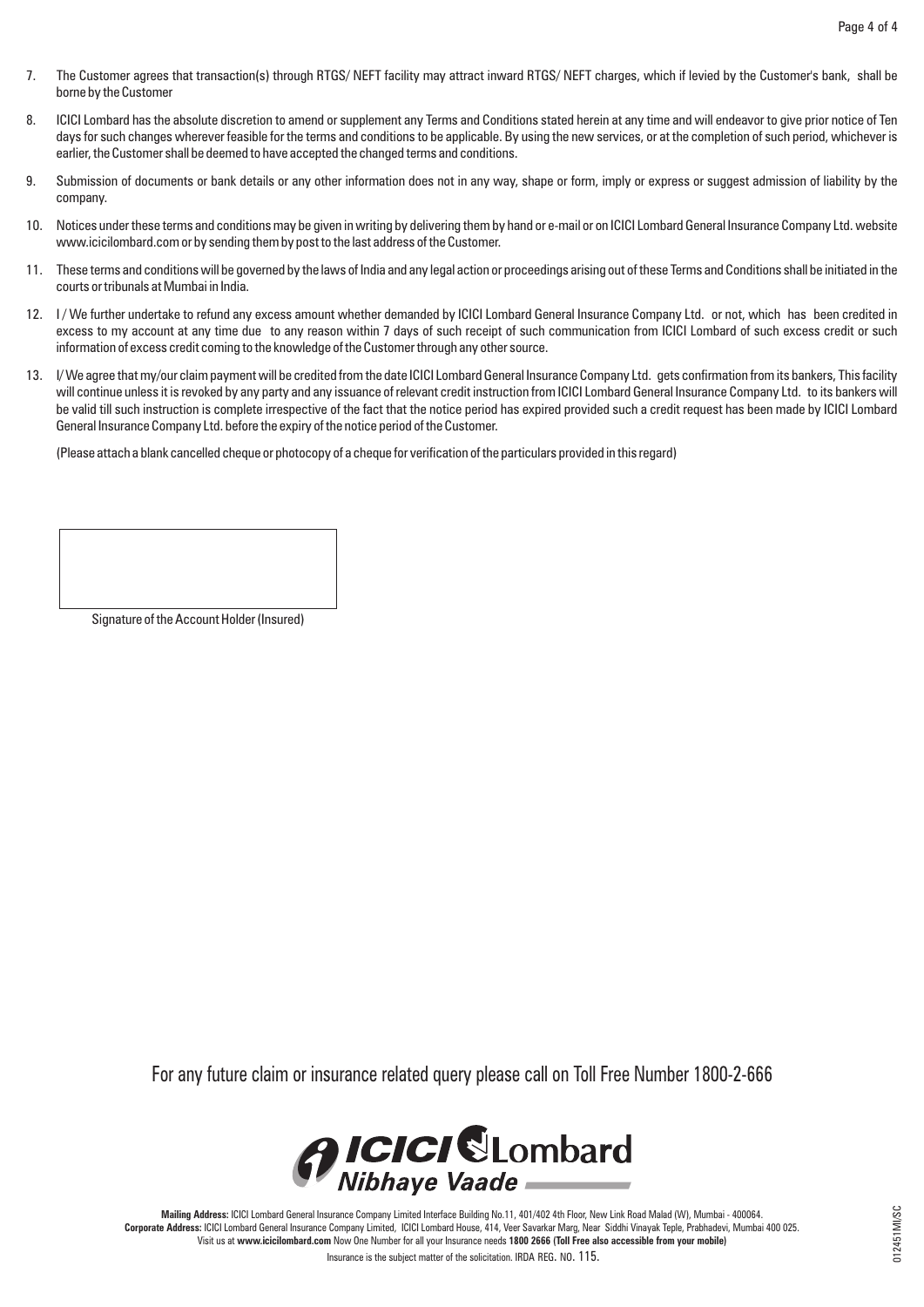7. The Customer agrees that transaction(s) through RTGS/ NEFT facility may attract inward RTGS/ NEFT charges, which if levied by the Customer's bank, shall be borne by the Customer

8. ICICI Lombard has the absolute discretion to amend or supplement any Terms and Conditions stated herein at any time and will endeavor to give prior notice of Ten days for such changes wherever feasible for the terms and conditions to be applicable. By using the new services, or at the completion of such period, whichever is earlier, the Customer shall be deemed to have accepted the changed terms and conditions.

9. Submission of documents or bank details or any other information does not in any way, shape or form, imply or express or suggest admission of liability by the company.

10. Notices under these terms and conditions may be given in writing by delivering them by hand or e-mail or on ICICI Lombard General Insurance Company Ltd. website www.icicilombard.com or by sending them by post to the last address of the Customer.

11. These terms and conditions will be governed by the laws of India and any legal action or proceedings arising out of these Terms and Conditions shall be initiated in the courts or tribunals at Mumbai in India.

12. I / We further undertake to refund any excess amount whether demanded by ICICI Lombard General Insurance Company Ltd. or not, which has been credited in excess to my account at any time due to any reason within 7 days of such receipt of such communication from ICICI Lombard of such excess credit or such information of excess credit coming to the knowledge of the Customer through any other source.

13. I/ We agree that my/our claim payment will be credited from the date ICICI Lombard General Insurance Company Ltd. gets confirmation from its bankers, This facility will continue unless it is revoked by any party and any issuance of relevant credit instruction from ICICI Lombard General Insurance Company Ltd. to its bankers will be valid till such instruction is complete irrespective of the fact that the notice period has expired provided such a credit request has been made by ICICI Lombard General Insurance Company Ltd. before the expiry of the notice period of the Customer.

(Please attach a blank cancelled cheque or photocopy of a cheque for verification of the particulars provided in this regard)

Signature of the Account Holder (Insured)

For any future claim or insurance related query please call on Toll Free Number 1800-2-666

ICICI Lombard
*Nibhaye Vaade*

**Mailing Address:** ICICI Lombard General Insurance Company Limited Interface Building No.11, 401/402 4th Floor, New Link Road Malad (W), Mumbai - 400064.
**Corporate Address:** ICICI Lombard General Insurance Company Limited, ICICI Lombard House, 414, Veer Savarkar Marg, Near Siddhi Vinayak Teple, Prabhadevi, Mumbai 400 025.
Visit us at **www.icicilombard.com** Now One Number for all your Insurance needs **1800 2666 (Toll Free also accessible from your mobile)**
Insurance is the subject matter of the solicitation. IRDA REG. NO. 115.

012451MI/SC